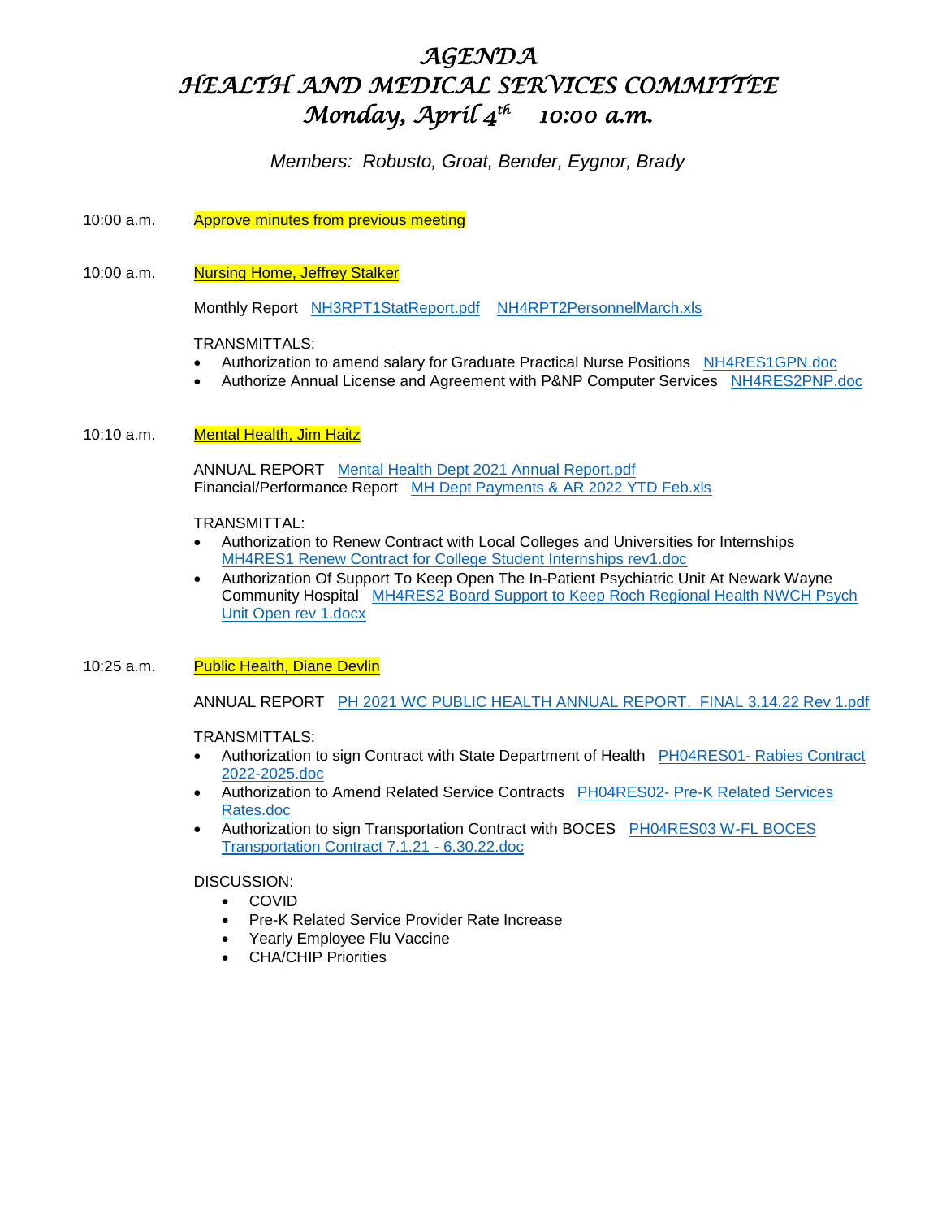# *AGENDA*
# *HEALTH AND MEDICAL SERVICES COMMITTEE*
# *Monday, April 4th 10:00 a.m.*

*Members: Robusto, Groat, Bender, Eygnor, Brady*

10:00 a.m. Approve minutes from previous meeting

10:00 a.m. Nursing Home, Jeffrey Stalker

Monthly Report NH3RPT1StatReport.pdf NH4RPT2PersonnelMarch.xls

TRANSMITTALS:

- Authorization to amend salary for Graduate Practical Nurse Positions NH4RES1GPN.doc
- Authorize Annual License and Agreement with P&NP Computer Services NH4RES2PNP.doc

10:10 a.m. Mental Health, Jim Haitz

ANNUAL REPORT Mental Health Dept 2021 Annual Report.pdf
Financial/Performance Report MH Dept Payments & AR 2022 YTD Feb.xls

TRANSMITTAL:

- Authorization to Renew Contract with Local Colleges and Universities for Internships MH4RES1 Renew Contract for College Student Internships rev1.doc
- Authorization Of Support To Keep Open The In-Patient Psychiatric Unit At Newark Wayne Community Hospital MH4RES2 Board Support to Keep Roch Regional Health NWCH Psych Unit Open rev 1.docx

10:25 a.m. Public Health, Diane Devlin

ANNUAL REPORT PH 2021 WC PUBLIC HEALTH ANNUAL REPORT. FINAL 3.14.22 Rev 1.pdf

TRANSMITTALS:

- Authorization to sign Contract with State Department of Health PH04RES01- Rabies Contract 2022-2025.doc
- Authorization to Amend Related Service Contracts PH04RES02- Pre-K Related Services Rates.doc
- Authorization to sign Transportation Contract with BOCES PH04RES03 W-FL BOCES Transportation Contract 7.1.21 - 6.30.22.doc

DISCUSSION:

- COVID
- Pre-K Related Service Provider Rate Increase
- Yearly Employee Flu Vaccine
- CHA/CHIP Priorities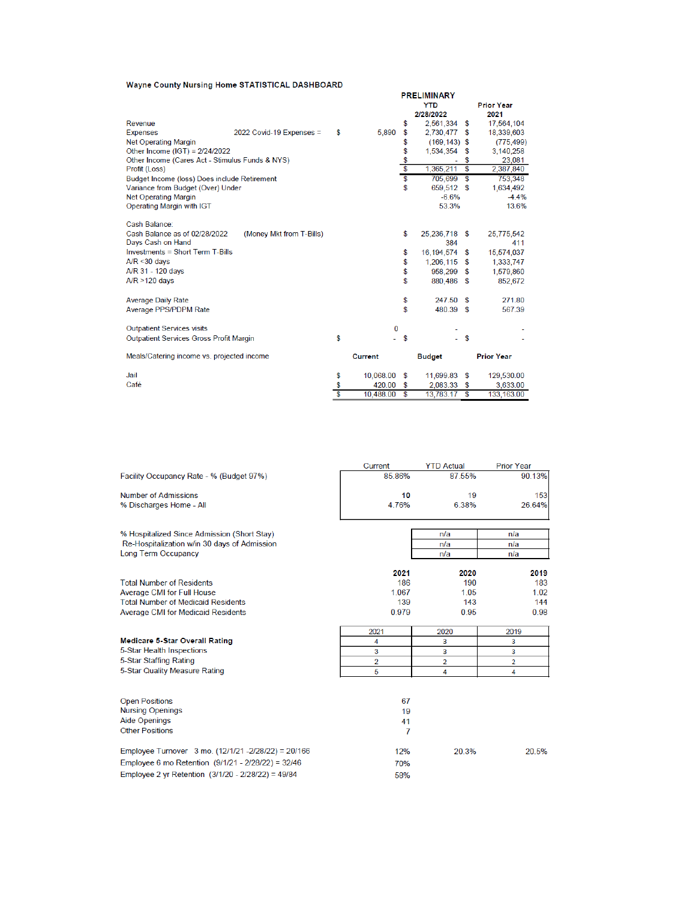**Wayne County Nursing Home STATISTICAL DASHBOARD**

| | | PRELIMINARY YTD 2/28/2022 | Prior Year 2021 |
|---|---|---|---|
| Revenue | | $ 2,561,334 | $ 17,564,104 |
| Expenses | 2022 Covid-19 Expenses = $ 5,890 | $ 2,730,477 | $ 18,339,603 |
| Net Operating Margin | | $ (169,143) | $ (775,499) |
| Other Income (IGT) = 2/24/2022 | | $ 1,534,354 | $ 3,140,258 |
| Other Income (Cares Act - Stimulus Funds & NYS) | | $ - | $ 23,081 |
| Profit (Loss) | | $ 1,365,211 | $ 2,387,840 |
| Budget Income (loss) Does include Retirement | | $ 705,699 | $ 753,348 |
| Variance from Budget (Over) Under | | $ 659,512 | $ 1,634,492 |
| Net Operating Margin | | -6.6% | -4.4% |
| Operating Margin with IGT | | 53.3% | 13.6% |

| | | | |
|---|---|---|---|
| Cash Balance: | | | |
| Cash Balance as of 02/28/2022 | (Money Mkt from T-Bills) | $ 25,236,718 | $ 25,775,542 |
| Days Cash on Hand | | 384 | 411 |
| Investments = Short Term T-Bills | | $ 16,194,574 | $ 15,574,037 |
| A/R <30 days | | $ 1,206,115 | $ 1,333,747 |
| A/R 31 - 120 days | | $ 958,299 | $ 1,579,860 |
| A/R >120 days | | $ 880,486 | $ 852,672 |
| Average Daily Rate | | $ 247.50 | $ 271.80 |
| Average PPS/PDPM Rate | | $ 480.39 | $ 567.39 |
| Outpatient Services visits | 0 | - | - |
| Outpatient Services Gross Profit Margin | $ - | $ - | $ - |

| Meals/Catering income vs. projected income | Current | Budget | Prior Year |
|---|---|---|---|
| Jail | $ 10,068.00 | $ 11,699.83 | $ 129,530.00 |
| Café | $ 420.00 | $ 2,083.33 | $ 3,633.00 |
| | $ 10,488.00 | $ 13,783.17 | $ 133,163.00 |

| | Current | YTD Actual | Prior Year |
|---|---|---|---|
| Facility Occupancy Rate - % (Budget 97%) | 85.86% | 87.55% | 90.13% |
| Number of Admissions | 10 | 19 | 153 |
| % Discharges Home - All | 4.76% | 6.38% | 26.64% |
| % Hospitalized Since Admission (Short Stay) | | n/a | n/a |
| Re-Hospitalization w/in 30 days of Admission | | n/a | n/a |
| Long Term Occupancy | | n/a | n/a |

| | 2021 | 2020 | 2019 |
|---|---|---|---|
| Total Number of Residents | 186 | 190 | 183 |
| Average CMI for Full House | 1.067 | 1.05 | 1.02 |
| Total Number of Medicaid Residents | 139 | 143 | 144 |
| Average CMI for Medicaid Residents | 0.979 | 0.95 | 0.98 |

| | 2021 | 2020 | 2019 |
|---|---|---|---|
| **Medicare 5-Star Overall Rating** | 4 | 3 | 3 |
| 5-Star Health Inspections | 3 | 3 | 3 |
| 5-Star Staffing Rating | 2 | 2 | 2 |
| 5-Star Quality Measure Rating | 5 | 4 | 4 |

| | | | |
|---|---|---|---|
| Open Positions | 67 | | |
| Nursing Openings | 19 | | |
| Aide Openings | 41 | | |
| Other Positions | 7 | | |
| Employee Turnover 3 mo. (12/1/21 -2/28/22) = 20/166 | 12% | 20.3% | 20.5% |
| Employee 6 mo Retention (9/1/21 - 2/28/22) = 32/46 | 70% | | |
| Employee 2 yr Retention (3/1/20 - 2/28/22) = 49/84 | 58% | | |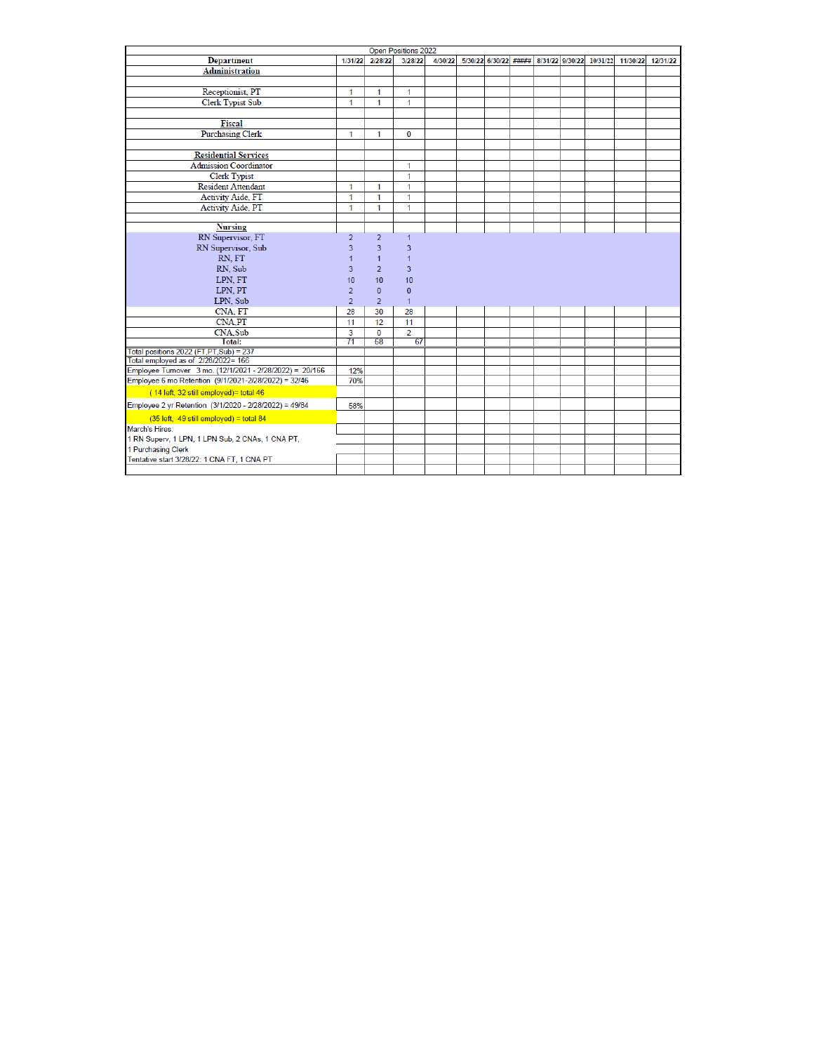| Department | Open Positions 2022 | | | | | | | | | | | |
|---|---|---|---|---|---|---|---|---|---|---|---|---|
| | 1/31/22 | 2/28/22 | 3/28/22 | 4/30/22 | 5/30/22 | 6/30/22 | ##### | 8/31/22 | 9/30/22 | 10/31/22 | 11/30/22 | 12/31/22 |
| **Administration** | | | | | | | | | | | | |
| | | | | | | | | | | | | |
| Receptionist, PT | 1 | 1 | 1 | | | | | | | | | |
| Clerk Typist Sub | 1 | 1 | 1 | | | | | | | | | |
| | | | | | | | | | | | | |
| **Fiscal** | | | | | | | | | | | | |
| Purchasing Clerk | 1 | 1 | 0 | | | | | | | | | |
| | | | | | | | | | | | | |
| **Residential Services** | | | | | | | | | | | | |
| Admission Coordinator | | | 1 | | | | | | | | | |
| Clerk Typist | | | 1 | | | | | | | | | |
| Resident Attendant | 1 | 1 | 1 | | | | | | | | | |
| Activity Aide, FT | 1 | 1 | 1 | | | | | | | | | |
| Activity Aide, PT | 1 | 1 | 1 | | | | | | | | | |
| | | | | | | | | | | | | |
| **Nursing** | | | | | | | | | | | | |
| RN Supervisor, FT | 2 | 2 | 1 | | | | | | | | | |
| RN Supervisor, Sub | 3 | 3 | 3 | | | | | | | | | |
| RN, FT | 1 | 1 | 1 | | | | | | | | | |
| RN, Sub | 3 | 2 | 3 | | | | | | | | | |
| LPN, FT | 10 | 10 | 10 | | | | | | | | | |
| LPN, PT | 2 | 0 | 0 | | | | | | | | | |
| LPN, Sub | 2 | 2 | 1 | | | | | | | | | |
| CNA, FT | 28 | 30 | 28 | | | | | | | | | |
| CNA,PT | 11 | 12 | 11 | | | | | | | | | |
| CNA,Sub | 3 | 0 | 2 | | | | | | | | | |
| Total: | 71 | 68 | 67 | | | | | | | | | |
| Total positions 2022 (FT,PT,Sub) = 237 | | | | | | | | | | | | |
| Total employed as of 2/28/2022= 166 | | | | | | | | | | | | |
| Employee Turnover 3 mo. (12/1/2021 - 2/28/2022) = 20/166 | 12% | | | | | | | | | | | |
| Employee 6 mo Retention (9/1/2021-2/28/2022) = 32/46 | 70% | | | | | | | | | | | |
| (14 left, 32 still employed)= total 46 | | | | | | | | | | | | |
| Employee 2 yr Retention (3/1/2020 - 2/28/2022) = 49/84 | 58% | | | | | | | | | | | |
| (35 left, 49 still employed) = total 84 | | | | | | | | | | | | |
| March's Hires: | | | | | | | | | | | | |
| 1 RN Superv, 1 LPN, 1 LPN Sub, 2 CNAs, 1 CNA PT, | | | | | | | | | | | | |
| 1 Purchasing Clerk | | | | | | | | | | | | |
| Tentative start 3/28/22: 1 CNA FT, 1 CNA PT | | | | | | | | | | | | |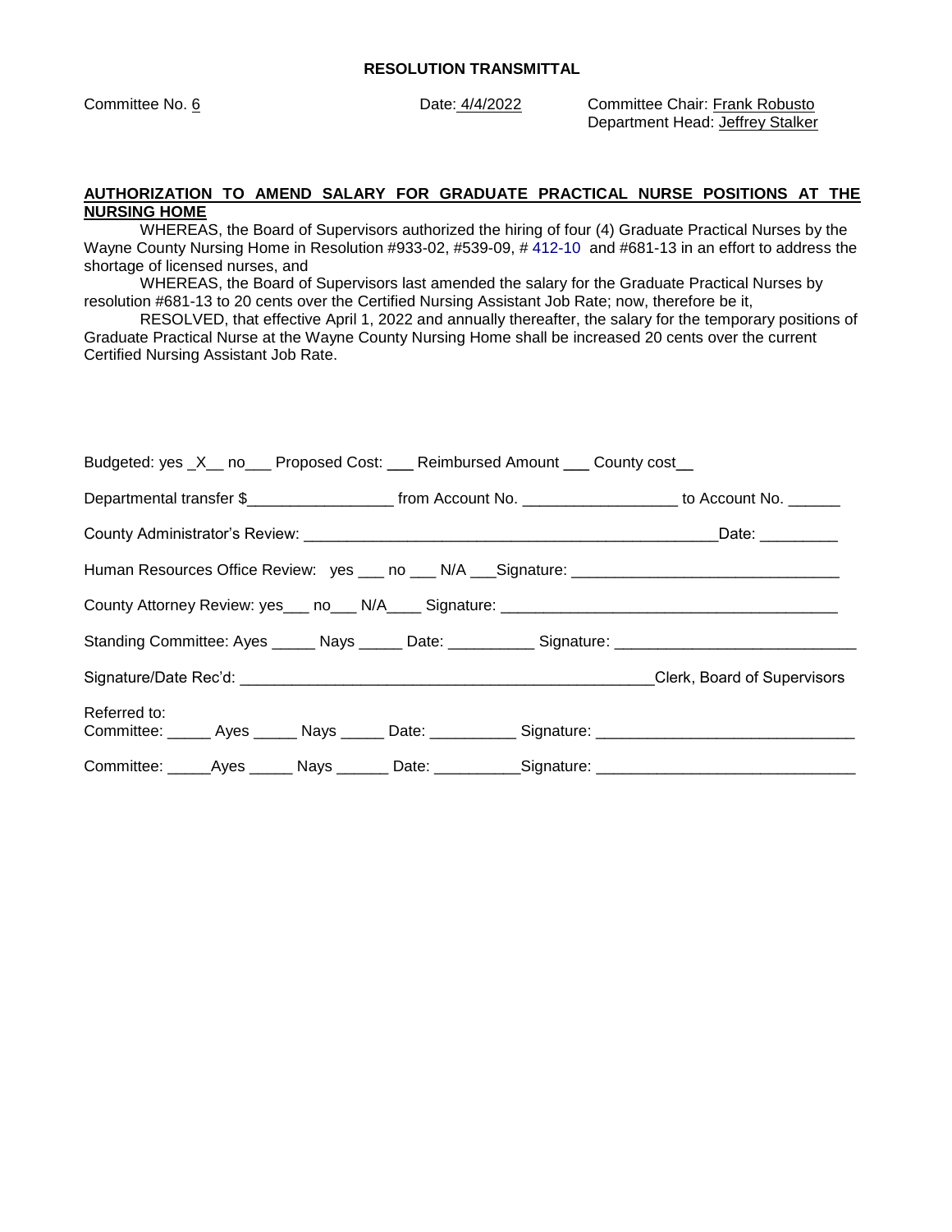**RESOLUTION TRANSMITTAL**

Committee No. 6

Date: 4/4/2022

Committee Chair: Frank Robusto
Department Head: Jeffrey Stalker

**AUTHORIZATION TO AMEND SALARY FOR GRADUATE PRACTICAL NURSE POSITIONS AT THE NURSING HOME**

WHEREAS, the Board of Supervisors authorized the hiring of four (4) Graduate Practical Nurses by the Wayne County Nursing Home in Resolution #933-02, #539-09, # 412-10 and #681-13 in an effort to address the shortage of licensed nurses, and

WHEREAS, the Board of Supervisors last amended the salary for the Graduate Practical Nurses by resolution #681-13 to 20 cents over the Certified Nursing Assistant Job Rate; now, therefore be it,

RESOLVED, that effective April 1, 2022 and annually thereafter, the salary for the temporary positions of Graduate Practical Nurse at the Wayne County Nursing Home shall be increased 20 cents over the current Certified Nursing Assistant Job Rate.

Budgeted: yes _X__ no___ Proposed Cost: ___ Reimbursed Amount ___ County cost__

Departmental transfer $________________ from Account No. _________________ to Account No. ______

County Administrator's Review: ________________________________________________Date: _________

Human Resources Office Review: yes ___ no ___ N/A ___Signature: ______________________________

County Attorney Review: yes___ no___ N/A____ Signature: ______________________________________

Standing Committee: Ayes _____ Nays _____ Date: __________ Signature: ____________________________

Signature/Date Rec'd: _______________________________________________Clerk, Board of Supervisors

Referred to:
Committee: _____ Ayes _____ Nays _____ Date: __________ Signature: _____________________________

Committee: _____Ayes _____ Nays ______ Date: __________Signature: _____________________________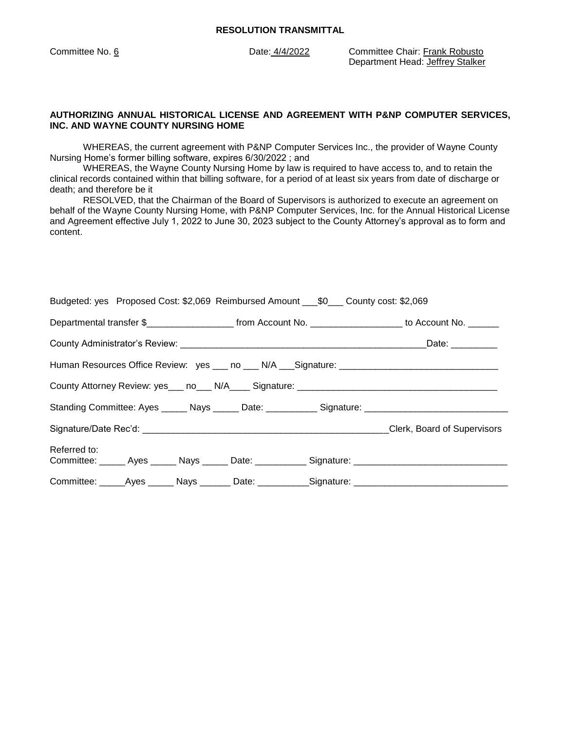**RESOLUTION TRANSMITTAL**

Committee No. 6 Date: 4/4/2022 Committee Chair: Frank Robusto
Department Head: Jeffrey Stalker

**AUTHORIZING ANNUAL HISTORICAL LICENSE AND AGREEMENT WITH P&NP COMPUTER SERVICES, INC. AND WAYNE COUNTY NURSING HOME**

WHEREAS, the current agreement with P&NP Computer Services Inc., the provider of Wayne County Nursing Home's former billing software, expires 6/30/2022 ; and

WHEREAS, the Wayne County Nursing Home by law is required to have access to, and to retain the clinical records contained within that billing software, for a period of at least six years from date of discharge or death; and therefore be it

RESOLVED, that the Chairman of the Board of Supervisors is authorized to execute an agreement on behalf of the Wayne County Nursing Home, with P&NP Computer Services, Inc. for the Annual Historical License and Agreement effective July 1, 2022 to June 30, 2023 subject to the County Attorney's approval as to form and content.

Budgeted: yes Proposed Cost: $2,069 Reimbursed Amount ___$0___ County cost: $2,069

Departmental transfer $_________________ from Account No. __________________ to Account No. ______

County Administrator's Review: ________________________________________________Date: _________

Human Resources Office Review: yes ___ no ___ N/A ___Signature: _______________________________

County Attorney Review: yes___ no___ N/A____ Signature: _______________________________________

Standing Committee: Ayes _____ Nays _____ Date: __________ Signature: ____________________________

Signature/Date Rec'd: ________________________________________________Clerk, Board of Supervisors

Referred to:
Committee: _____ Ayes _____ Nays _____ Date: __________ Signature: ______________________________

Committee: _____Ayes _____ Nays ______ Date: __________Signature: ______________________________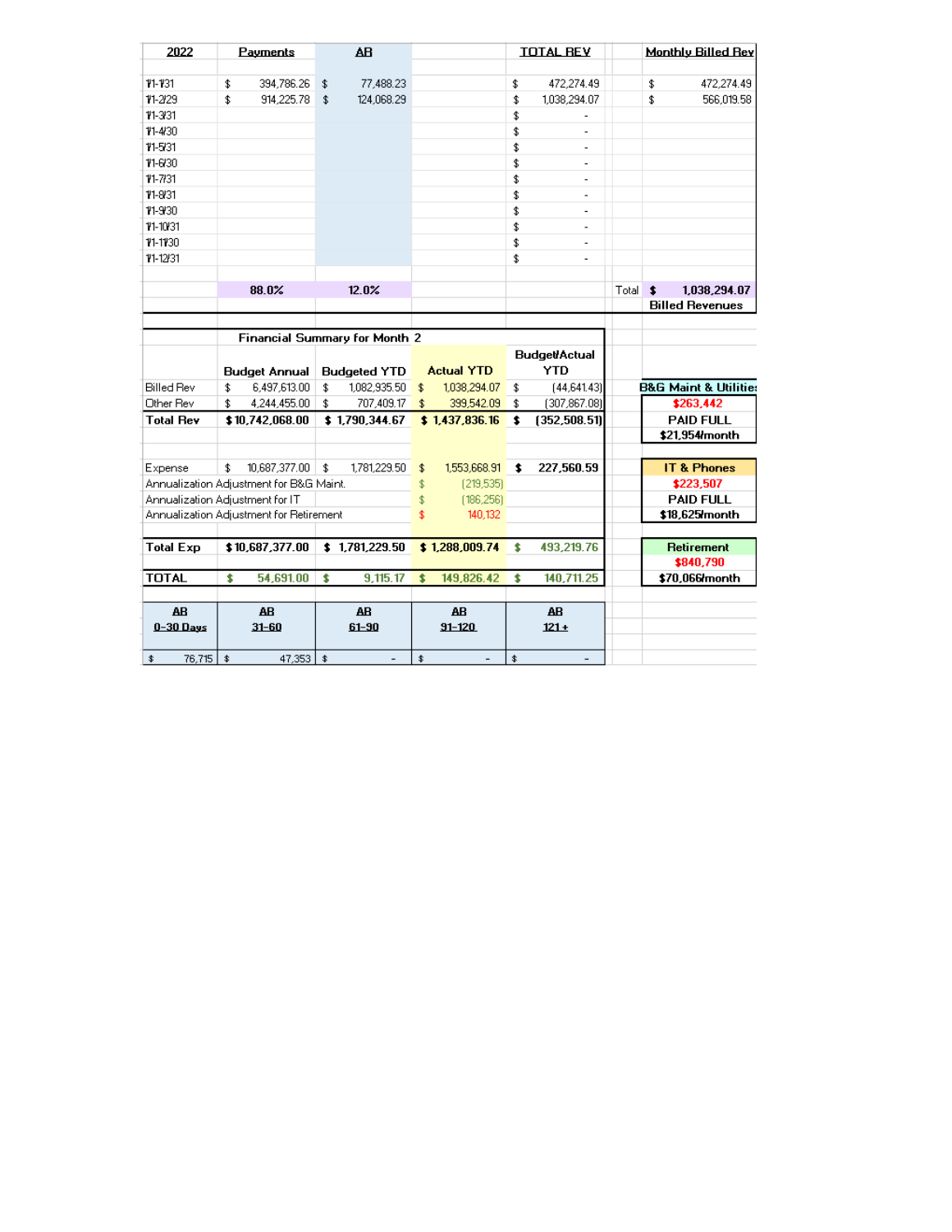| 2022 | Payments | AR | | TOTAL REV | | Monthly Billed Rev |
|---|---|---|---|---|---|---|
| 1/1-1/31 | $ 394,786.26 | $ 77,488.23 | | $ 472,274.49 | | $ 472,274.49 |
| 1/1-2/29 | $ 914,225.78 | $ 124,068.29 | | $ 1,038,294.07 | | $ 566,019.58 |
| 1/1-3/31 | | | | $ - | | |
| 1/1-4/30 | | | | $ - | | |
| 1/1-5/31 | | | | $ - | | |
| 1/1-6/30 | | | | $ - | | |
| 1/1-7/31 | | | | $ - | | |
| 1/1-8/31 | | | | $ - | | |
| 1/1-9/30 | | | | $ - | | |
| 1/1-10/31 | | | | $ - | | |
| 1/1-11/30 | | | | $ - | | |
| 1/1-12/31 | | | | $ - | | |
| | 88.0% | 12.0% | | | Total | $ 1,038,294.07 |
| | | | | | | Billed Revenues |

**Financial Summary for Month 2**

| | Budget Annual | Budgeted YTD | Actual YTD | Budget/Actual YTD |
|---|---|---|---|---|
| Billed Rev | $ 6,497,613.00 | $ 1,082,935.50 | $ 1,038,294.07 | $ (44,641.43) |
| Other Rev | $ 4,244,455.00 | $ 707,409.17 | $ 399,542.09 | $ (307,867.08) |
| **Total Rev** | **$ 10,742,068.00** | **$ 1,790,344.67** | **$ 1,437,836.16** | **$ (352,508.51)** |
| Expense | $ 10,687,377.00 | $ 1,781,229.50 | $ 1,553,668.91 | **$ 227,560.59** |
| Annualization Adjustment for B&G Maint. | | | $ (219,535) | |
| Annualization Adjustment for IT | | | $ (186,256) | |
| Annualization Adjustment for Retirement | | | $ 140,132 | |
| **Total Exp** | **$ 10,687,377.00** | **$ 1,781,229.50** | **$ 1,288,009.74** | **$ 493,219.76** |
| **TOTAL** | **$ 54,691.00** | **$ 9,115.17** | **$ 149,826.42** | **$ 140,711.25** |

| AR 0-30 Days | AR 31-60 | AR 61-90 | AR 91-120 | AR 121+ |
|---|---|---|---|---|
| $ 76,715 | $ 47,353 | $ - | $ - | $ - |

| B&G Maint & Utilities |
|---|
| $263,442 |
| PAID FULL |
| $21,954/month |

| IT & Phones |
|---|
| $223,507 |
| PAID FULL |
| $18,625/month |

| Retirement |
|---|
| $840,790 |
| $70,066/month |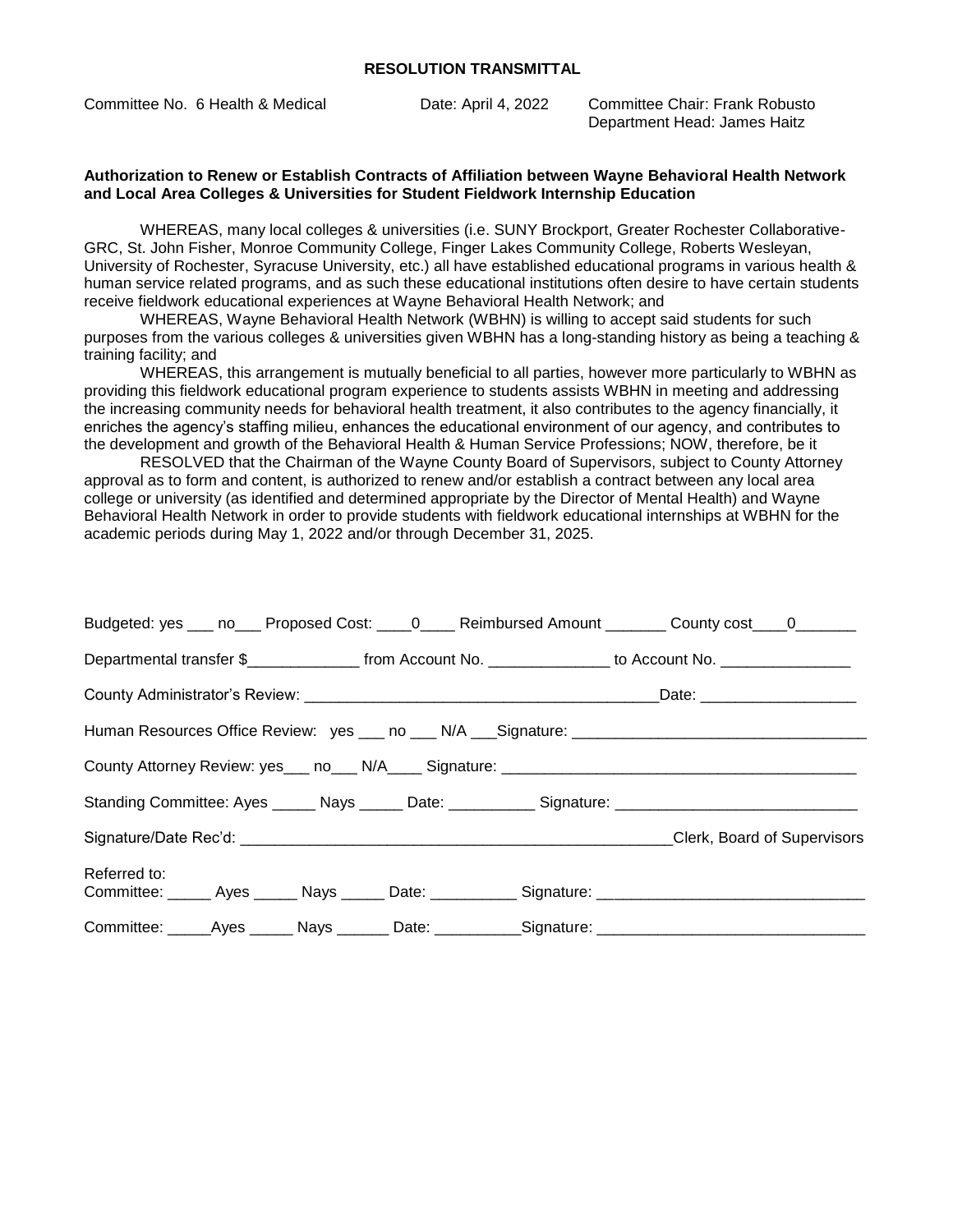**RESOLUTION TRANSMITTAL**

Committee No. 6 Health & Medical    Date: April 4, 2022    Committee Chair: Frank Robusto
Department Head: James Haitz

**Authorization to Renew or Establish Contracts of Affiliation between Wayne Behavioral Health Network and Local Area Colleges & Universities for Student Fieldwork Internship Education**

WHEREAS, many local colleges & universities (i.e. SUNY Brockport, Greater Rochester Collaborative-GRC, St. John Fisher, Monroe Community College, Finger Lakes Community College, Roberts Wesleyan, University of Rochester, Syracuse University, etc.) all have established educational programs in various health & human service related programs, and as such these educational institutions often desire to have certain students receive fieldwork educational experiences at Wayne Behavioral Health Network; and

WHEREAS, Wayne Behavioral Health Network (WBHN) is willing to accept said students for such purposes from the various colleges & universities given WBHN has a long-standing history as being a teaching & training facility; and

WHEREAS, this arrangement is mutually beneficial to all parties, however more particularly to WBHN as providing this fieldwork educational program experience to students assists WBHN in meeting and addressing the increasing community needs for behavioral health treatment, it also contributes to the agency financially, it enriches the agency's staffing milieu, enhances the educational environment of our agency, and contributes to the development and growth of the Behavioral Health & Human Service Professions; NOW, therefore, be it

RESOLVED that the Chairman of the Wayne County Board of Supervisors, subject to County Attorney approval as to form and content, is authorized to renew and/or establish a contract between any local area college or university (as identified and determined appropriate by the Director of Mental Health) and Wayne Behavioral Health Network in order to provide students with fieldwork educational internships at WBHN for the academic periods during May 1, 2022 and/or through December 31, 2025.

Budgeted: yes ___ no___ Proposed Cost: ____0____ Reimbursed Amount _______ County cost____0_______

Departmental transfer $_____________ from Account No. ______________ to Account No. _______________

County Administrator's Review: ________________________________________Date: _________________

Human Resources Office Review: yes ___ no ___ N/A ___Signature: _________________________________

County Attorney Review: yes___ no___ N/A____ Signature: ________________________________________

Standing Committee: Ayes _____ Nays _____ Date: __________ Signature: ___________________________

Signature/Date Rec'd: __________________________________________________Clerk, Board of Supervisors

Referred to:
Committee: _____ Ayes _____ Nays _____ Date: __________ Signature: ______________________________

Committee: _____Ayes _____ Nays ______ Date: __________Signature: ______________________________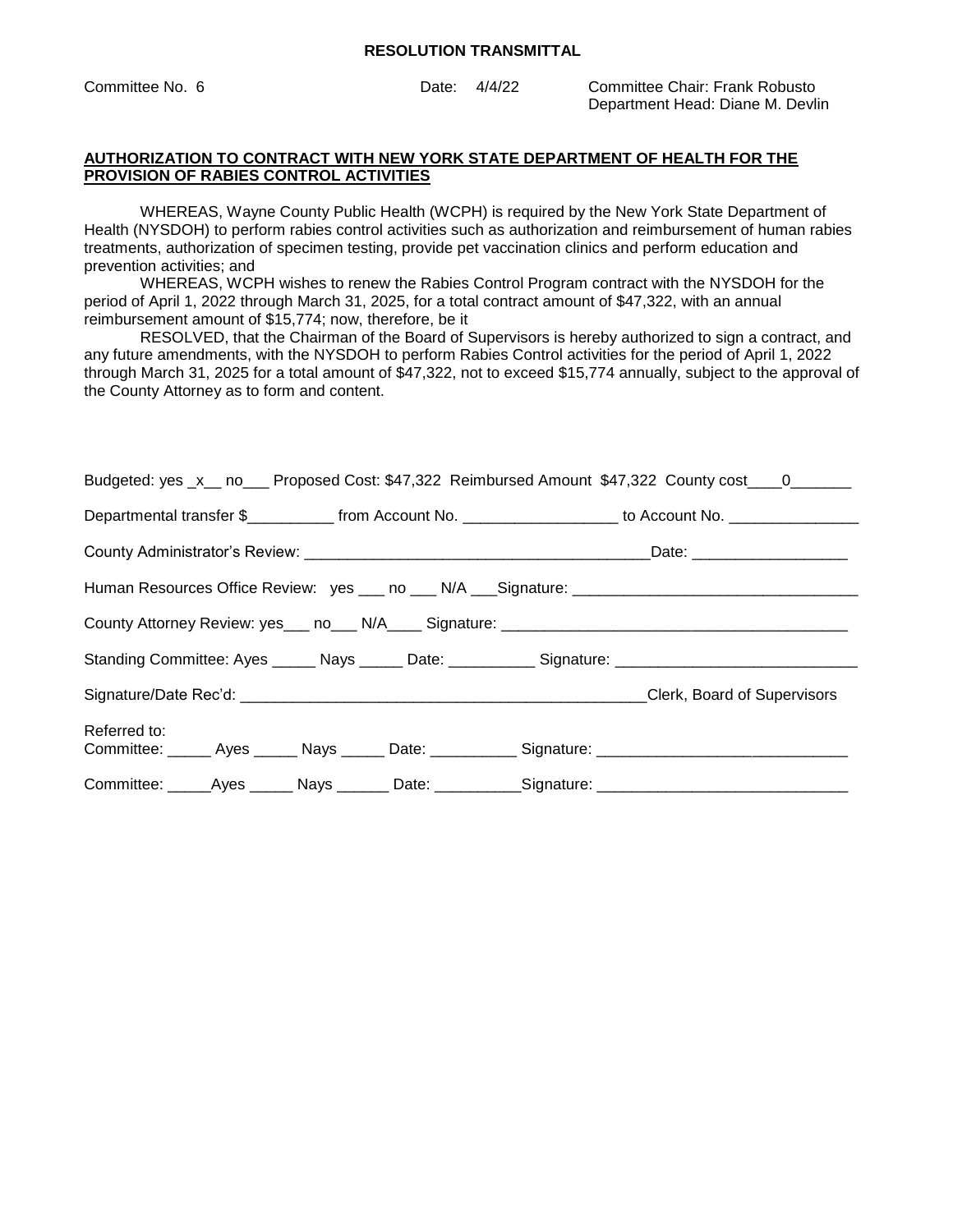**RESOLUTION TRANSMITTAL**

Committee No. 6 Date: 4/4/22 Committee Chair: Frank Robusto
Department Head: Diane M. Devlin

**AUTHORIZATION TO CONTRACT WITH NEW YORK STATE DEPARTMENT OF HEALTH FOR THE PROVISION OF RABIES CONTROL ACTIVITIES**

WHEREAS, Wayne County Public Health (WCPH) is required by the New York State Department of Health (NYSDOH) to perform rabies control activities such as authorization and reimbursement of human rabies treatments, authorization of specimen testing, provide pet vaccination clinics and perform education and prevention activities; and

WHEREAS, WCPH wishes to renew the Rabies Control Program contract with the NYSDOH for the period of April 1, 2022 through March 31, 2025, for a total contract amount of $47,322, with an annual reimbursement amount of $15,774; now, therefore, be it

RESOLVED, that the Chairman of the Board of Supervisors is hereby authorized to sign a contract, and any future amendments, with the NYSDOH to perform Rabies Control activities for the period of April 1, 2022 through March 31, 2025 for a total amount of $47,322, not to exceed $15,774 annually, subject to the approval of the County Attorney as to form and content.

Budgeted: yes _x__ no___ Proposed Cost: $47,322 Reimbursed Amount $47,322 County cost____0_______

Departmental transfer $__________ from Account No. __________________ to Account No. _______________

County Administrator's Review: ________________________________________Date: _________________

Human Resources Office Review: yes ___ no ___ N/A ___Signature: _________________________________

County Attorney Review: yes___ no___ N/A____ Signature: _______________________________________

Standing Committee: Ayes _____ Nays _____ Date: __________ Signature: ___________________________

Signature/Date Rec'd: _______________________________________________Clerk, Board of Supervisors

Referred to:
Committee: _____ Ayes _____ Nays _____ Date: __________ Signature: ____________________________

Committee: _____Ayes _____ Nays ______ Date: __________Signature: ____________________________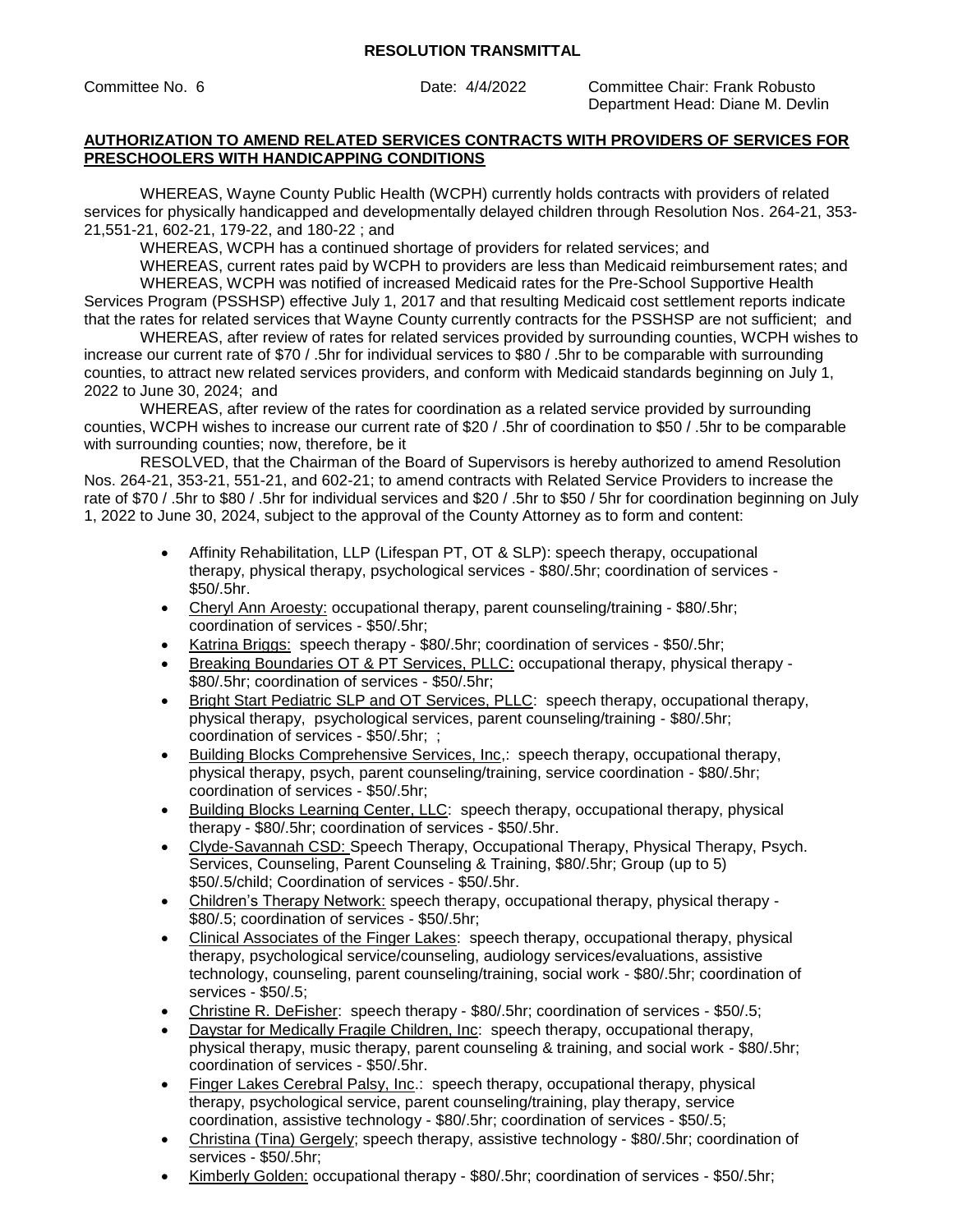**RESOLUTION TRANSMITTAL**

Committee No. 6 Date: 4/4/2022 Committee Chair: Frank Robusto
Department Head: Diane M. Devlin

**AUTHORIZATION TO AMEND RELATED SERVICES CONTRACTS WITH PROVIDERS OF SERVICES FOR PRESCHOOLERS WITH HANDICAPPING CONDITIONS**

WHEREAS, Wayne County Public Health (WCPH) currently holds contracts with providers of related services for physically handicapped and developmentally delayed children through Resolution Nos. 264-21, 353-21,551-21, 602-21, 179-22, and 180-22 ; and

WHEREAS, WCPH has a continued shortage of providers for related services; and

WHEREAS, current rates paid by WCPH to providers are less than Medicaid reimbursement rates; and

WHEREAS, WCPH was notified of increased Medicaid rates for the Pre-School Supportive Health Services Program (PSSHSP) effective July 1, 2017 and that resulting Medicaid cost settlement reports indicate that the rates for related services that Wayne County currently contracts for the PSSHSP are not sufficient; and

WHEREAS, after review of rates for related services provided by surrounding counties, WCPH wishes to increase our current rate of $70 / .5hr for individual services to $80 / .5hr to be comparable with surrounding counties, to attract new related services providers, and conform with Medicaid standards beginning on July 1, 2022 to June 30, 2024; and

WHEREAS, after review of the rates for coordination as a related service provided by surrounding counties, WCPH wishes to increase our current rate of $20 / .5hr of coordination to $50 / .5hr to be comparable with surrounding counties; now, therefore, be it

RESOLVED, that the Chairman of the Board of Supervisors is hereby authorized to amend Resolution Nos. 264-21, 353-21, 551-21, and 602-21; to amend contracts with Related Service Providers to increase the rate of $70 / .5hr to $80 / .5hr for individual services and $20 / .5hr to $50 / 5hr for coordination beginning on July 1, 2022 to June 30, 2024, subject to the approval of the County Attorney as to form and content:

- Affinity Rehabilitation, LLP (Lifespan PT, OT & SLP): speech therapy, occupational therapy, physical therapy, psychological services - $80/.5hr; coordination of services - $50/.5hr.
- Cheryl Ann Aroesty: occupational therapy, parent counseling/training - $80/.5hr; coordination of services - $50/.5hr;
- Katrina Briggs: speech therapy - $80/.5hr; coordination of services - $50/.5hr;
- Breaking Boundaries OT & PT Services, PLLC: occupational therapy, physical therapy - $80/.5hr; coordination of services - $50/.5hr;
- Bright Start Pediatric SLP and OT Services, PLLC: speech therapy, occupational therapy, physical therapy, psychological services, parent counseling/training - $80/.5hr; coordination of services - $50/.5hr; ;
- Building Blocks Comprehensive Services, Inc,: speech therapy, occupational therapy, physical therapy, psych, parent counseling/training, service coordination - $80/.5hr; coordination of services - $50/.5hr;
- Building Blocks Learning Center, LLC: speech therapy, occupational therapy, physical therapy - $80/.5hr; coordination of services - $50/.5hr.
- Clyde-Savannah CSD: Speech Therapy, Occupational Therapy, Physical Therapy, Psych. Services, Counseling, Parent Counseling & Training, $80/.5hr; Group (up to 5) $50/.5/child; Coordination of services - $50/.5hr.
- Children's Therapy Network: speech therapy, occupational therapy, physical therapy - $80/.5; coordination of services - $50/.5hr;
- Clinical Associates of the Finger Lakes: speech therapy, occupational therapy, physical therapy, psychological service/counseling, audiology services/evaluations, assistive technology, counseling, parent counseling/training, social work - $80/.5hr; coordination of services - $50/.5;
- Christine R. DeFisher: speech therapy - $80/.5hr; coordination of services - $50/.5;
- Daystar for Medically Fragile Children, Inc: speech therapy, occupational therapy, physical therapy, music therapy, parent counseling & training, and social work - $80/.5hr; coordination of services - $50/.5hr.
- Finger Lakes Cerebral Palsy, Inc.: speech therapy, occupational therapy, physical therapy, psychological service, parent counseling/training, play therapy, service coordination, assistive technology - $80/.5hr; coordination of services - $50/.5;
- Christina (Tina) Gergely; speech therapy, assistive technology - $80/.5hr; coordination of services - $50/.5hr;
- Kimberly Golden: occupational therapy - $80/.5hr; coordination of services - $50/.5hr;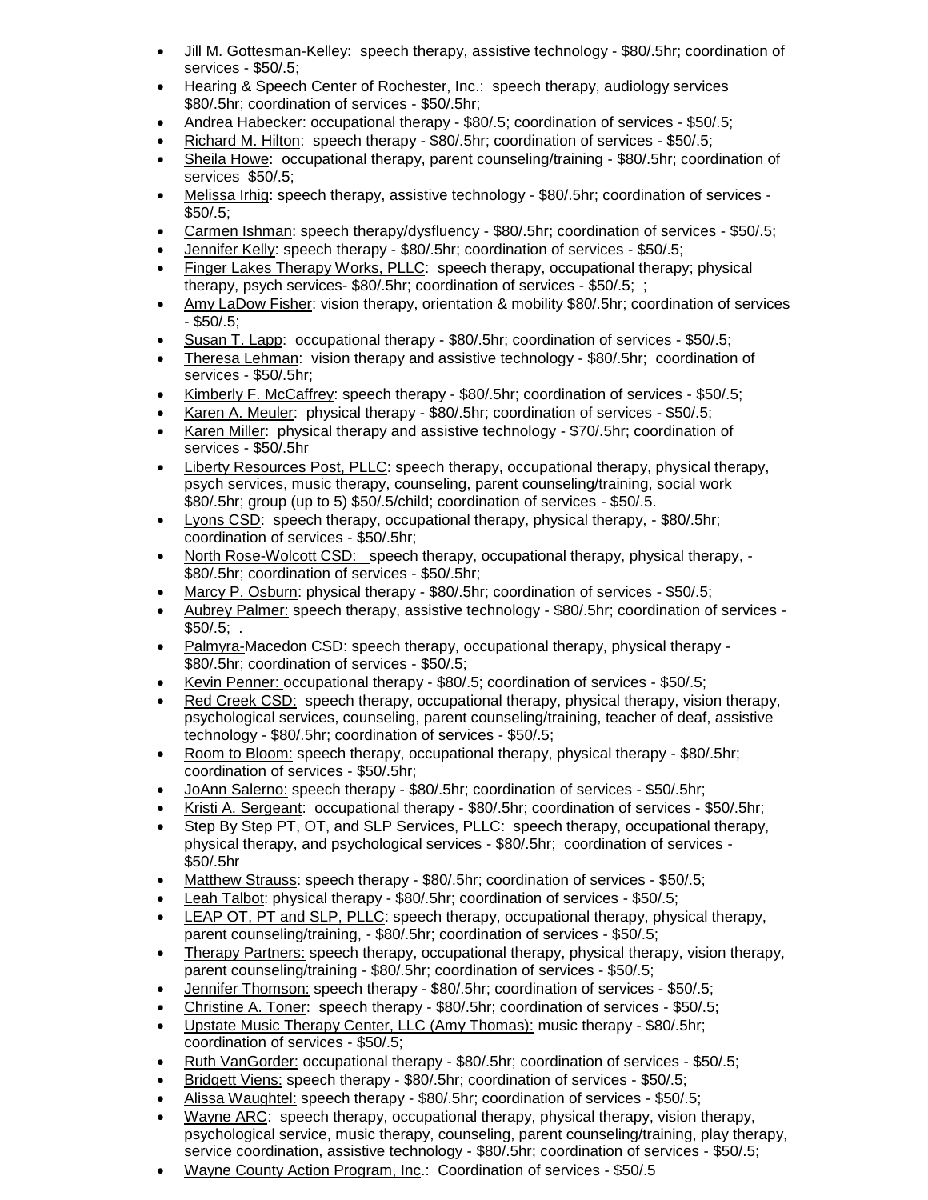- Jill M. Gottesman-Kelley: speech therapy, assistive technology - $80/.5hr; coordination of services - $50/.5;
- Hearing & Speech Center of Rochester, Inc.: speech therapy, audiology services $80/.5hr; coordination of services - $50/.5hr;
- Andrea Habecker: occupational therapy - $80/.5; coordination of services - $50/.5;
- Richard M. Hilton: speech therapy - $80/.5hr; coordination of services - $50/.5;
- Sheila Howe: occupational therapy, parent counseling/training - $80/.5hr; coordination of services $50/.5;
- Melissa Irhig: speech therapy, assistive technology - $80/.5hr; coordination of services - $50/.5;
- Carmen Ishman: speech therapy/dysfluency - $80/.5hr; coordination of services - $50/.5;
- Jennifer Kelly: speech therapy - $80/.5hr; coordination of services - $50/.5;
- Finger Lakes Therapy Works, PLLC: speech therapy, occupational therapy; physical therapy, psych services- $80/.5hr; coordination of services - $50/.5; ;
- Amy LaDow Fisher: vision therapy, orientation & mobility $80/.5hr; coordination of services - $50/.5;
- Susan T. Lapp: occupational therapy - $80/.5hr; coordination of services - $50/.5;
- Theresa Lehman: vision therapy and assistive technology - $80/.5hr; coordination of services - $50/.5hr;
- Kimberly F. McCaffrey: speech therapy - $80/.5hr; coordination of services - $50/.5;
- Karen A. Meuler: physical therapy - $80/.5hr; coordination of services - $50/.5;
- Karen Miller: physical therapy and assistive technology - $70/.5hr; coordination of services - $50/.5hr
- Liberty Resources Post, PLLC: speech therapy, occupational therapy, physical therapy, psych services, music therapy, counseling, parent counseling/training, social work $80/.5hr; group (up to 5) $50/.5/child; coordination of services - $50/.5.
- Lyons CSD: speech therapy, occupational therapy, physical therapy, - $80/.5hr; coordination of services - $50/.5hr;
- North Rose-Wolcott CSD: speech therapy, occupational therapy, physical therapy, - $80/.5hr; coordination of services - $50/.5hr;
- Marcy P. Osburn: physical therapy - $80/.5hr; coordination of services - $50/.5;
- Aubrey Palmer: speech therapy, assistive technology - $80/.5hr; coordination of services - $50/.5; .
- Palmyra-Macedon CSD: speech therapy, occupational therapy, physical therapy - $80/.5hr; coordination of services - $50/.5;
- Kevin Penner: occupational therapy - $80/.5; coordination of services - $50/.5;
- Red Creek CSD: speech therapy, occupational therapy, physical therapy, vision therapy, psychological services, counseling, parent counseling/training, teacher of deaf, assistive technology - $80/.5hr; coordination of services - $50/.5;
- Room to Bloom: speech therapy, occupational therapy, physical therapy - $80/.5hr; coordination of services - $50/.5hr;
- JoAnn Salerno: speech therapy - $80/.5hr; coordination of services - $50/.5hr;
- Kristi A. Sergeant: occupational therapy - $80/.5hr; coordination of services - $50/.5hr;
- Step By Step PT, OT, and SLP Services, PLLC: speech therapy, occupational therapy, physical therapy, and psychological services - $80/.5hr; coordination of services - $50/.5hr
- Matthew Strauss: speech therapy - $80/.5hr; coordination of services - $50/.5;
- Leah Talbot: physical therapy - $80/.5hr; coordination of services - $50/.5;
- LEAP OT, PT and SLP, PLLC: speech therapy, occupational therapy, physical therapy, parent counseling/training, - $80/.5hr; coordination of services - $50/.5;
- Therapy Partners: speech therapy, occupational therapy, physical therapy, vision therapy, parent counseling/training - $80/.5hr; coordination of services - $50/.5;
- Jennifer Thomson: speech therapy - $80/.5hr; coordination of services - $50/.5;
- Christine A. Toner: speech therapy - $80/.5hr; coordination of services - $50/.5;
- Upstate Music Therapy Center, LLC (Amy Thomas): music therapy - $80/.5hr; coordination of services - $50/.5;
- Ruth VanGorder: occupational therapy - $80/.5hr; coordination of services - $50/.5;
- Bridgett Viens: speech therapy - $80/.5hr; coordination of services - $50/.5;
- Alissa Waughtel: speech therapy - $80/.5hr; coordination of services - $50/.5;
- Wayne ARC: speech therapy, occupational therapy, physical therapy, vision therapy, psychological service, music therapy, counseling, parent counseling/training, play therapy, service coordination, assistive technology - $80/.5hr; coordination of services - $50/.5;
- Wayne County Action Program, Inc.: Coordination of services - $50/.5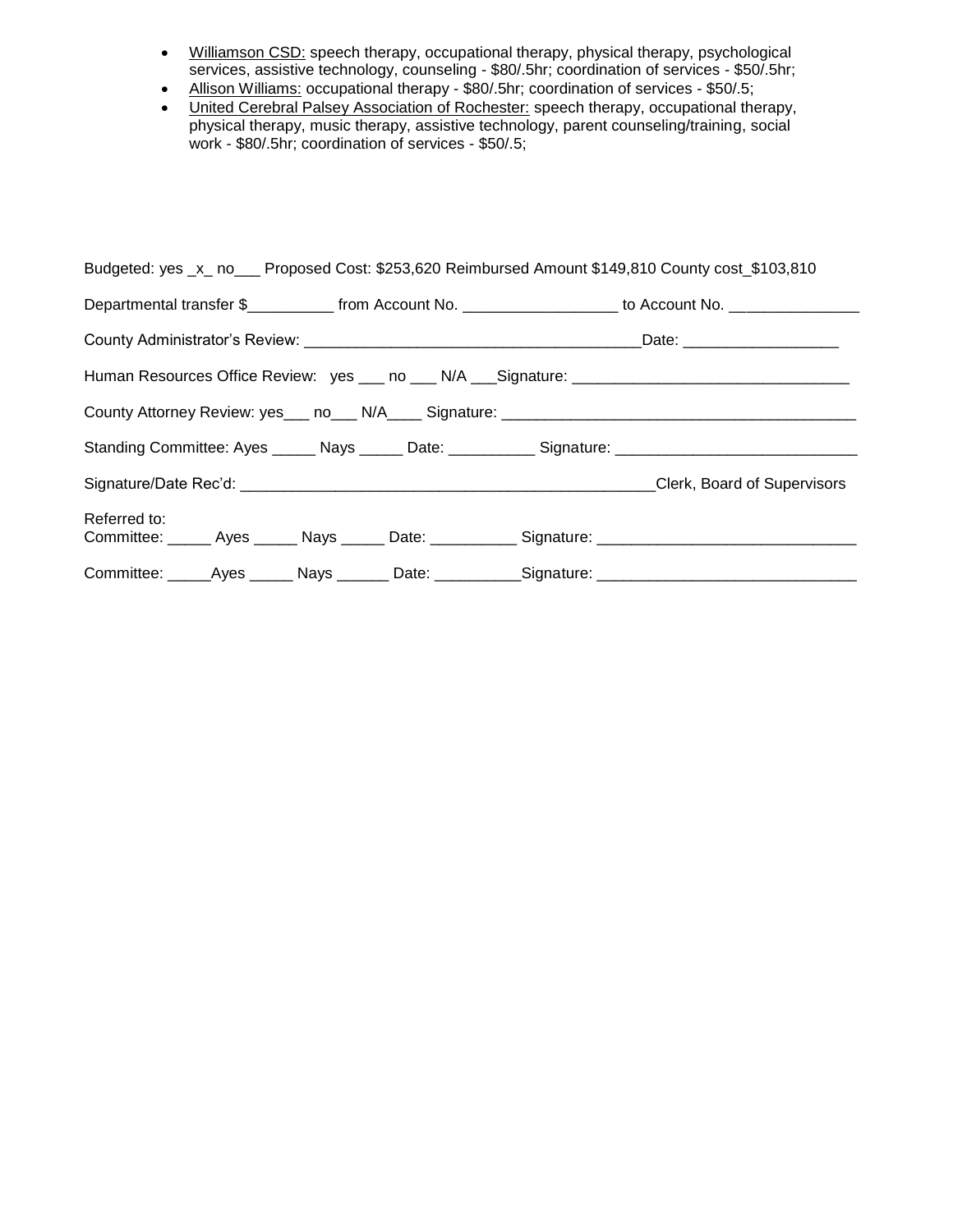- <u>Williamson CSD:</u> speech therapy, occupational therapy, physical therapy, psychological services, assistive technology, counseling - $80/.5hr; coordination of services - $50/.5hr;
- <u>Allison Williams:</u> occupational therapy - $80/.5hr; coordination of services - $50/.5;
- <u>United Cerebral Palsey Association of Rochester:</u> speech therapy, occupational therapy, physical therapy, music therapy, assistive technology, parent counseling/training, social work - $80/.5hr; coordination of services - $50/.5;

Budgeted: yes _x_ no___ Proposed Cost: $253,620 Reimbursed Amount $149,810 County cost_$103,810

Departmental transfer $__________ from Account No. __________________ to Account No. _______________

County Administrator's Review: _______________________________________Date: __________________

Human Resources Office Review: yes ___ no ___ N/A ___Signature: ________________________________

County Attorney Review: yes___ no___ N/A____ Signature: _________________________________________

Standing Committee: Ayes _____ Nays _____ Date: __________ Signature: ____________________________

Signature/Date Rec'd: ________________________________________________Clerk, Board of Supervisors

Referred to:
Committee: _____ Ayes _____ Nays _____ Date: __________ Signature: ______________________________

Committee: _____Ayes _____ Nays ______ Date: __________Signature: ______________________________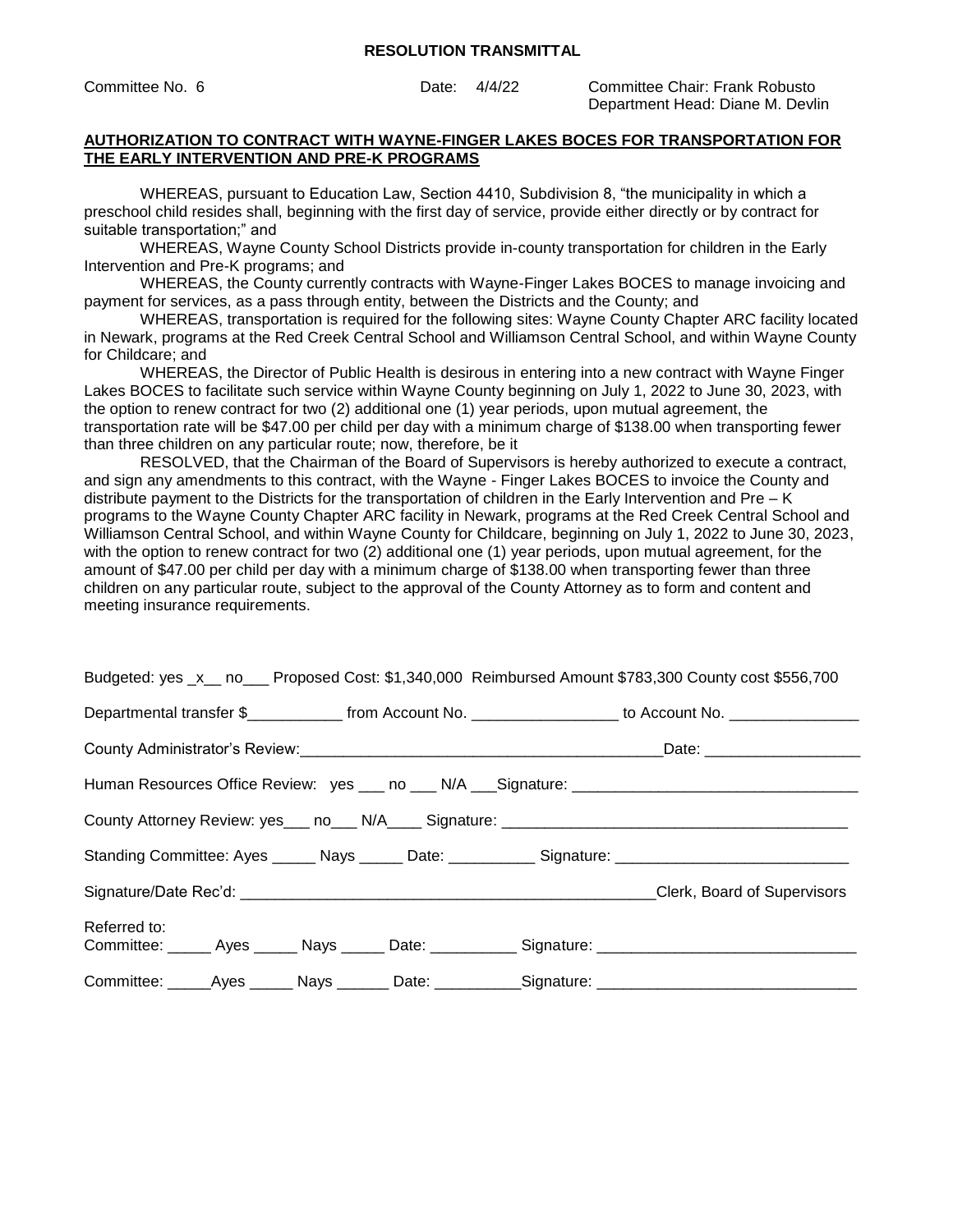**RESOLUTION TRANSMITTAL**

Committee No. 6 Date: 4/4/22 Committee Chair: Frank Robusto
Department Head: Diane M. Devlin

**AUTHORIZATION TO CONTRACT WITH WAYNE-FINGER LAKES BOCES FOR TRANSPORTATION FOR THE EARLY INTERVENTION AND PRE-K PROGRAMS**

WHEREAS, pursuant to Education Law, Section 4410, Subdivision 8, "the municipality in which a preschool child resides shall, beginning with the first day of service, provide either directly or by contract for suitable transportation;" and

WHEREAS, Wayne County School Districts provide in-county transportation for children in the Early Intervention and Pre-K programs; and

WHEREAS, the County currently contracts with Wayne-Finger Lakes BOCES to manage invoicing and payment for services, as a pass through entity, between the Districts and the County; and

WHEREAS, transportation is required for the following sites: Wayne County Chapter ARC facility located in Newark, programs at the Red Creek Central School and Williamson Central School, and within Wayne County for Childcare; and

WHEREAS, the Director of Public Health is desirous in entering into a new contract with Wayne Finger Lakes BOCES to facilitate such service within Wayne County beginning on July 1, 2022 to June 30, 2023, with the option to renew contract for two (2) additional one (1) year periods, upon mutual agreement, the transportation rate will be $47.00 per child per day with a minimum charge of $138.00 when transporting fewer than three children on any particular route; now, therefore, be it

RESOLVED, that the Chairman of the Board of Supervisors is hereby authorized to execute a contract, and sign any amendments to this contract, with the Wayne - Finger Lakes BOCES to invoice the County and distribute payment to the Districts for the transportation of children in the Early Intervention and Pre – K programs to the Wayne County Chapter ARC facility in Newark, programs at the Red Creek Central School and Williamson Central School, and within Wayne County for Childcare, beginning on July 1, 2022 to June 30, 2023, with the option to renew contract for two (2) additional one (1) year periods, upon mutual agreement, for the amount of $47.00 per child per day with a minimum charge of $138.00 when transporting fewer than three children on any particular route, subject to the approval of the County Attorney as to form and content and meeting insurance requirements.

Budgeted: yes _x__ no___ Proposed Cost: $1,340,000 Reimbursed Amount $783,300 County cost $556,700

Departmental transfer $___________ from Account No. _________________ to Account No. _______________

County Administrator's Review:__________________________________________Date: _________________

Human Resources Office Review: yes ___ no ___ N/A ___Signature: ________________________________

County Attorney Review: yes___ no___ N/A____ Signature: ______________________________________

Standing Committee: Ayes _____ Nays _____ Date: __________ Signature: __________________________

Signature/Date Rec'd: _________________________________________________Clerk, Board of Supervisors

Referred to:
Committee: _____ Ayes _____ Nays _____ Date: __________ Signature: _____________________________

Committee: _____Ayes _____ Nays ______ Date: __________Signature: _____________________________